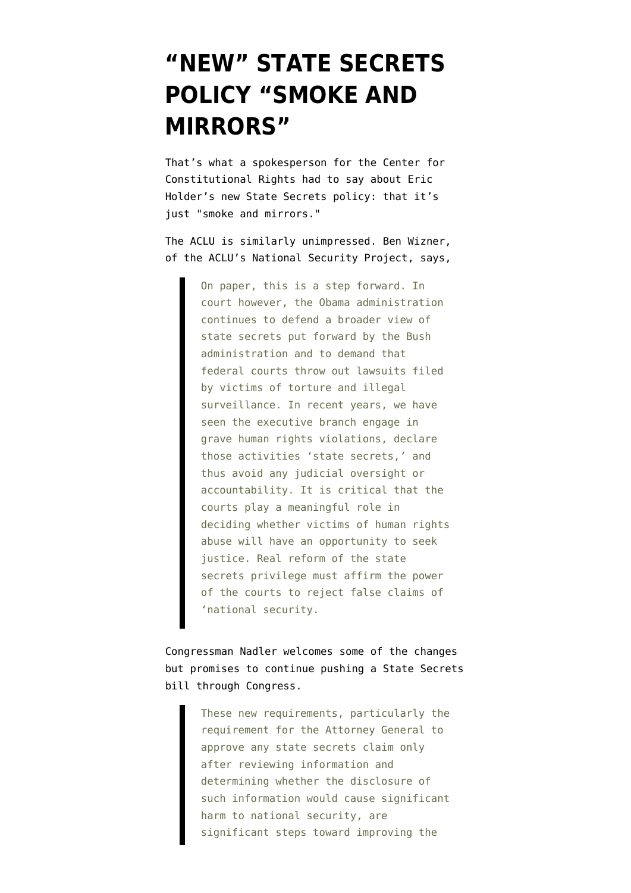# "NEW" STATE SECRETS POLICY "SMOKE AND MIRRORS"

That's what a spokesperson for the Center for Constitutional Rights had to say about Eric Holder's new State Secrets policy: that it's just "smoke and mirrors."

The ACLU is similarly unimpressed. Ben Wizner, of the ACLU's National Security Project, says,

> On paper, this is a step forward. In court however, the Obama administration continues to defend a broader view of state secrets put forward by the Bush administration and to demand that federal courts throw out lawsuits filed by victims of torture and illegal surveillance. In recent years, we have seen the executive branch engage in grave human rights violations, declare those activities 'state secrets,' and thus avoid any judicial oversight or accountability. It is critical that the courts play a meaningful role in deciding whether victims of human rights abuse will have an opportunity to seek justice. Real reform of the state secrets privilege must affirm the power of the courts to reject false claims of 'national security.

Congressman Nadler welcomes some of the changes but promises to continue pushing a State Secrets bill through Congress.

> These new requirements, particularly the requirement for the Attorney General to approve any state secrets claim only after reviewing information and determining whether the disclosure of such information would cause significant harm to national security, are significant steps toward improving the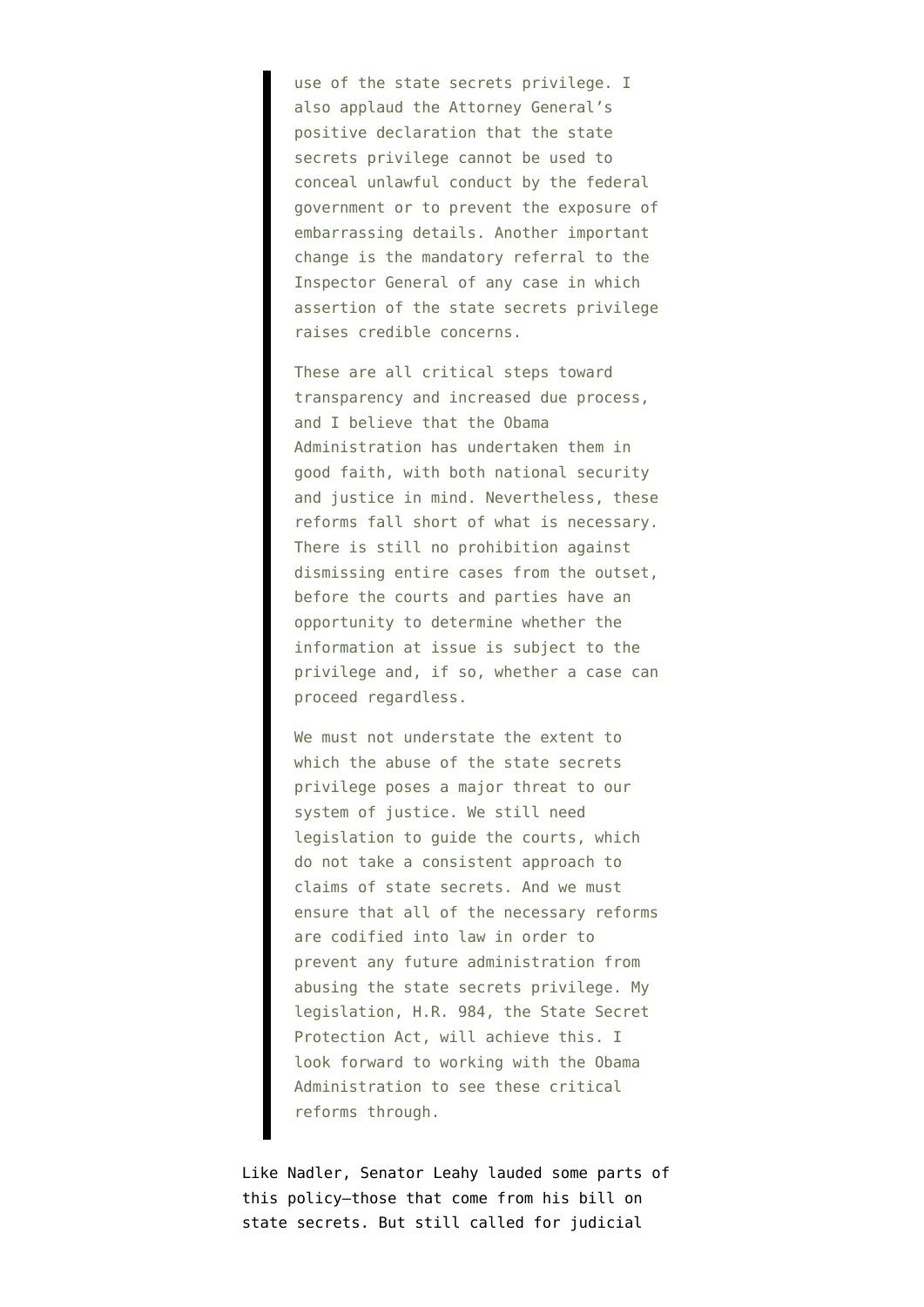> use of the state secrets privilege. I also applaud the Attorney General's positive declaration that the state secrets privilege cannot be used to conceal unlawful conduct by the federal government or to prevent the exposure of embarrassing details. Another important change is the mandatory referral to the Inspector General of any case in which assertion of the state secrets privilege raises credible concerns.
>
> These are all critical steps toward transparency and increased due process, and I believe that the Obama Administration has undertaken them in good faith, with both national security and justice in mind. Nevertheless, these reforms fall short of what is necessary. There is still no prohibition against dismissing entire cases from the outset, before the courts and parties have an opportunity to determine whether the information at issue is subject to the privilege and, if so, whether a case can proceed regardless.
>
> We must not understate the extent to which the abuse of the state secrets privilege poses a major threat to our system of justice. We still need legislation to guide the courts, which do not take a consistent approach to claims of state secrets. And we must ensure that all of the necessary reforms are codified into law in order to prevent any future administration from abusing the state secrets privilege. My legislation, H.R. 984, the State Secret Protection Act, will achieve this. I look forward to working with the Obama Administration to see these critical reforms through.

Like Nadler, Senator Leahy lauded some parts of this policy–those that come from his bill on state secrets. But still called for judicial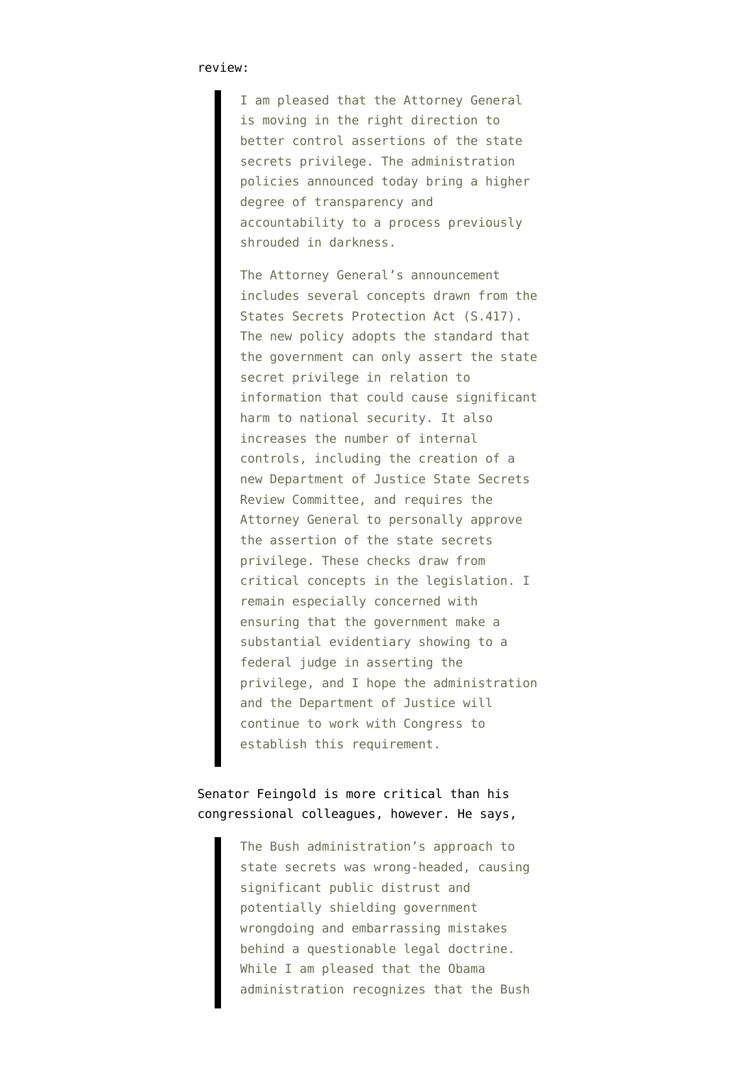review:

> I am pleased that the Attorney General is moving in the right direction to better control assertions of the state secrets privilege. The administration policies announced today bring a higher degree of transparency and accountability to a process previously shrouded in darkness.
>
> The Attorney General's announcement includes several concepts drawn from the States Secrets Protection Act (S.417). The new policy adopts the standard that the government can only assert the state secret privilege in relation to information that could cause significant harm to national security. It also increases the number of internal controls, including the creation of a new Department of Justice State Secrets Review Committee, and requires the Attorney General to personally approve the assertion of the state secrets privilege. These checks draw from critical concepts in the legislation. I remain especially concerned with ensuring that the government make a substantial evidentiary showing to a federal judge in asserting the privilege, and I hope the administration and the Department of Justice will continue to work with Congress to establish this requirement.

Senator Feingold is more critical than his congressional colleagues, however. He says,

> The Bush administration's approach to state secrets was wrong-headed, causing significant public distrust and potentially shielding government wrongdoing and embarrassing mistakes behind a questionable legal doctrine. While I am pleased that the Obama administration recognizes that the Bush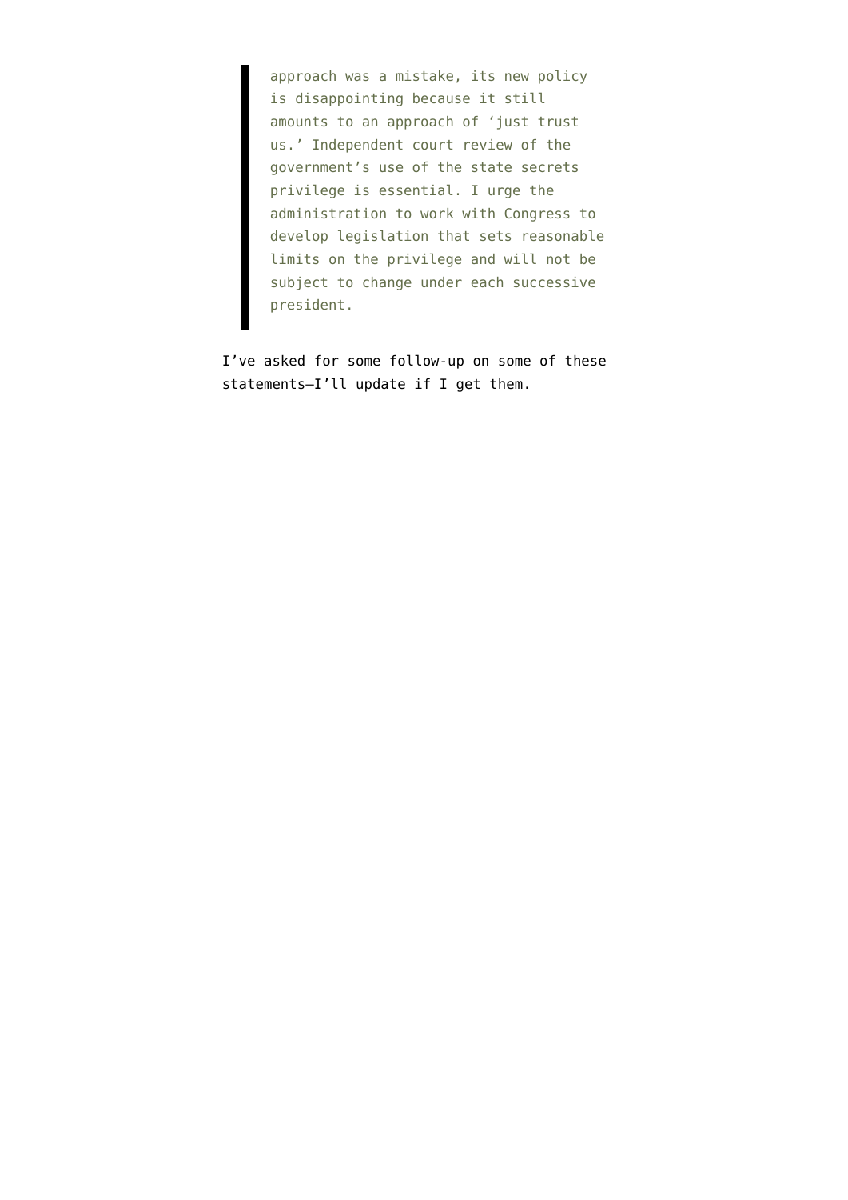> approach was a mistake, its new policy is disappointing because it still amounts to an approach of 'just trust us.' Independent court review of the government's use of the state secrets privilege is essential. I urge the administration to work with Congress to develop legislation that sets reasonable limits on the privilege and will not be subject to change under each successive president.

I've asked for some follow-up on some of these statements—I'll update if I get them.